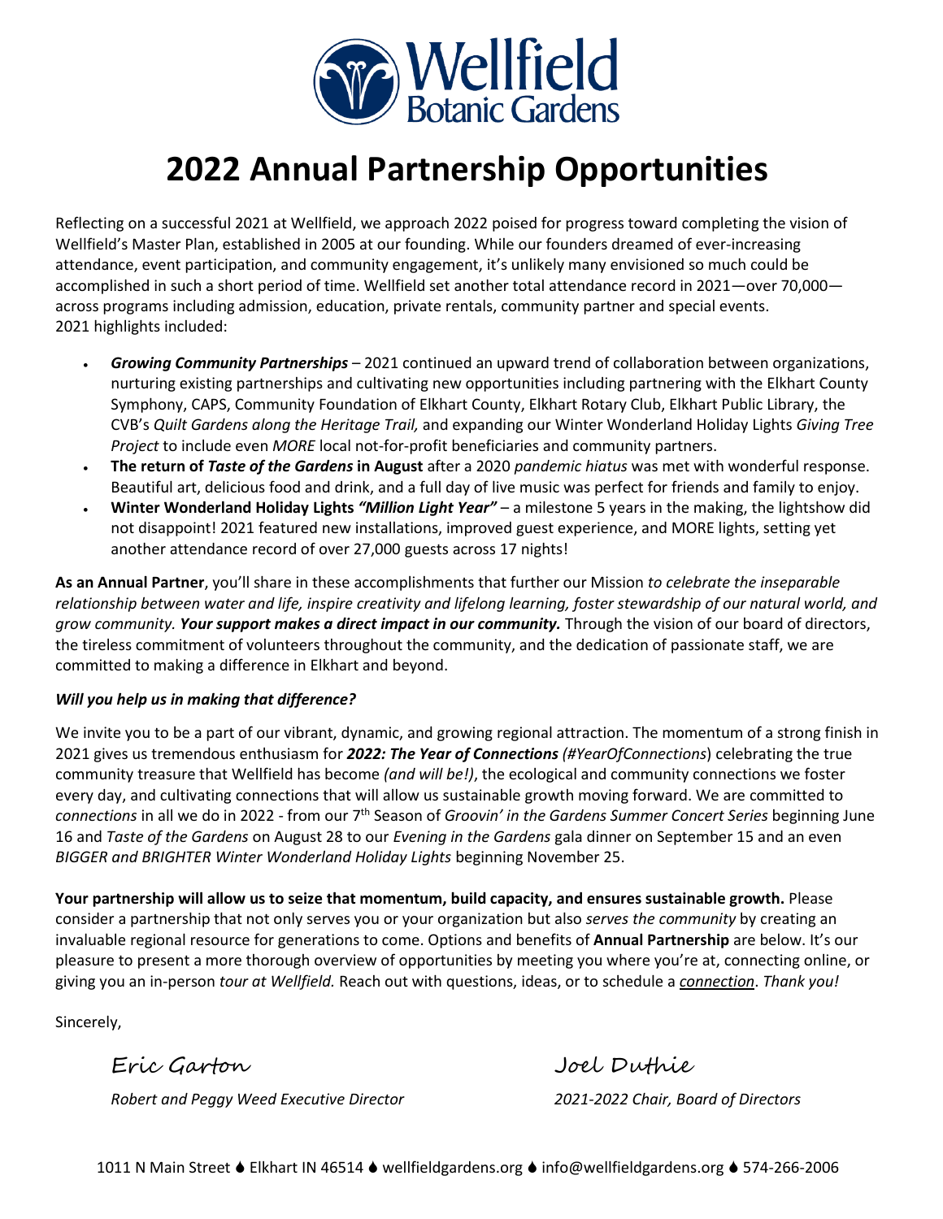Wellfield Botanic Gardens

# 2022 Annual Partnership Opportunities

Reflecting on a successful 2021 at Wellfield, we approach 2022 poised for progress toward completing the vision of Wellfield's Master Plan, established in 2005 at our founding. While our founders dreamed of ever-increasing attendance, event participation, and community engagement, it's unlikely many envisioned so much could be accomplished in such a short period of time. Wellfield set another total attendance record in 2021—over 70,000—across programs including admission, education, private rentals, community partner and special events. 2021 highlights included:

- ***Growing Community Partnerships*** – 2021 continued an upward trend of collaboration between organizations, nurturing existing partnerships and cultivating new opportunities including partnering with the Elkhart County Symphony, CAPS, Community Foundation of Elkhart County, Elkhart Rotary Club, Elkhart Public Library, the CVB's *Quilt Gardens along the Heritage Trail,* and expanding our Winter Wonderland Holiday Lights *Giving Tree Project* to include even *MORE* local not-for-profit beneficiaries and community partners.
- **The return of *Taste of the Gardens* in August** after a 2020 *pandemic hiatus* was met with wonderful response. Beautiful art, delicious food and drink, and a full day of live music was perfect for friends and family to enjoy.
- **Winter Wonderland Holiday Lights *"Million Light Year"*** – a milestone 5 years in the making, the lightshow did not disappoint! 2021 featured new installations, improved guest experience, and MORE lights, setting yet another attendance record of over 27,000 guests across 17 nights!

**As an Annual Partner**, you'll share in these accomplishments that further our Mission *to celebrate the inseparable relationship between water and life, inspire creativity and lifelong learning, foster stewardship of our natural world, and grow community.* ***Your support makes a direct impact in our community.*** Through the vision of our board of directors, the tireless commitment of volunteers throughout the community, and the dedication of passionate staff, we are committed to making a difference in Elkhart and beyond.

***Will you help us in making that difference?***

We invite you to be a part of our vibrant, dynamic, and growing regional attraction. The momentum of a strong finish in 2021 gives us tremendous enthusiasm for ***2022: The Year of Connections*** *(#YearOfConnections*) celebrating the true community treasure that Wellfield has become *(and will be!)*, the ecological and community connections we foster every day, and cultivating connections that will allow us sustainable growth moving forward. We are committed to *connections* in all we do in 2022 - from our 7th Season of *Groovin' in the Gardens Summer Concert Series* beginning June 16 and *Taste of the Gardens* on August 28 to our *Evening in the Gardens* gala dinner on September 15 and an even *BIGGER and BRIGHTER Winter Wonderland Holiday Lights* beginning November 25.

**Your partnership will allow us to seize that momentum, build capacity, and ensures sustainable growth.** Please consider a partnership that not only serves you or your organization but also *serves the community* by creating an invaluable regional resource for generations to come. Options and benefits of **Annual Partnership** are below. It's our pleasure to present a more thorough overview of opportunities by meeting you where you're at, connecting online, or giving you an in-person *tour at Wellfield.* Reach out with questions, ideas, or to schedule a *connection*. *Thank you!*

Sincerely,

Eric Garton
*Robert and Peggy Weed Executive Director*

Joel Duthie
*2021-2022 Chair, Board of Directors*

1011 N Main Street ♦ Elkhart IN 46514 ♦ wellfieldgardens.org ♦ info@wellfieldgardens.org ♦ 574-266-2006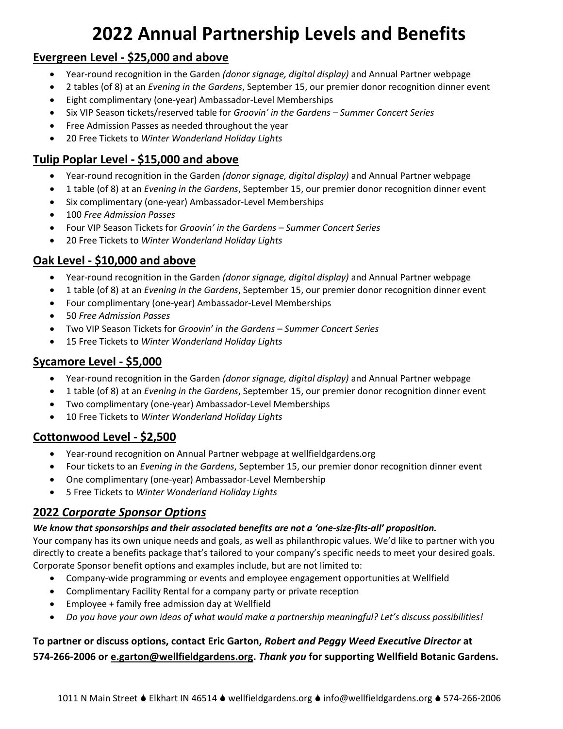# 2022 Annual Partnership Levels and Benefits

## Evergreen Level - $25,000 and above

- Year-round recognition in the Garden *(donor signage, digital display)* and Annual Partner webpage
- 2 tables (of 8) at an *Evening in the Gardens*, September 15, our premier donor recognition dinner event
- Eight complimentary (one-year) Ambassador-Level Memberships
- Six VIP Season tickets/reserved table for *Groovin' in the Gardens – Summer Concert Series*
- Free Admission Passes as needed throughout the year
- 20 Free Tickets to *Winter Wonderland Holiday Lights*

## Tulip Poplar Level - $15,000 and above

- Year-round recognition in the Garden *(donor signage, digital display)* and Annual Partner webpage
- 1 table (of 8) at an *Evening in the Gardens*, September 15, our premier donor recognition dinner event
- Six complimentary (one-year) Ambassador-Level Memberships
- 100 *Free Admission Passes*
- Four VIP Season Tickets for *Groovin' in the Gardens – Summer Concert Series*
- 20 Free Tickets to *Winter Wonderland Holiday Lights*

## Oak Level - $10,000 and above

- Year-round recognition in the Garden *(donor signage, digital display)* and Annual Partner webpage
- 1 table (of 8) at an *Evening in the Gardens*, September 15, our premier donor recognition dinner event
- Four complimentary (one-year) Ambassador-Level Memberships
- 50 *Free Admission Passes*
- Two VIP Season Tickets for *Groovin' in the Gardens – Summer Concert Series*
- 15 Free Tickets to *Winter Wonderland Holiday Lights*

## Sycamore Level - $5,000

- Year-round recognition in the Garden *(donor signage, digital display)* and Annual Partner webpage
- 1 table (of 8) at an *Evening in the Gardens*, September 15, our premier donor recognition dinner event
- Two complimentary (one-year) Ambassador-Level Memberships
- 10 Free Tickets to *Winter Wonderland Holiday Lights*

## Cottonwood Level - $2,500

- Year-round recognition on Annual Partner webpage at wellfieldgardens.org
- Four tickets to an *Evening in the Gardens*, September 15, our premier donor recognition dinner event
- One complimentary (one-year) Ambassador-Level Membership
- 5 Free Tickets to *Winter Wonderland Holiday Lights*

## 2022 *Corporate Sponsor Options*

***We know that sponsorships and their associated benefits are not a 'one-size-fits-all' proposition.***

Your company has its own unique needs and goals, as well as philanthropic values. We'd like to partner with you directly to create a benefits package that's tailored to your company's specific needs to meet your desired goals. Corporate Sponsor benefit options and examples include, but are not limited to:

- Company-wide programming or events and employee engagement opportunities at Wellfield
- Complimentary Facility Rental for a company party or private reception
- Employee + family free admission day at Wellfield
- *Do you have your own ideas of what would make a partnership meaningful? Let's discuss possibilities!*

**To partner or discuss options, contact Eric Garton, *Robert and Peggy Weed Executive Director* at 574-266-2006 or e.garton@wellfieldgardens.org. *Thank you* for supporting Wellfield Botanic Gardens.**

1011 N Main Street ♦ Elkhart IN 46514 ♦ wellfieldgardens.org ♦ info@wellfieldgardens.org ♦ 574-266-2006